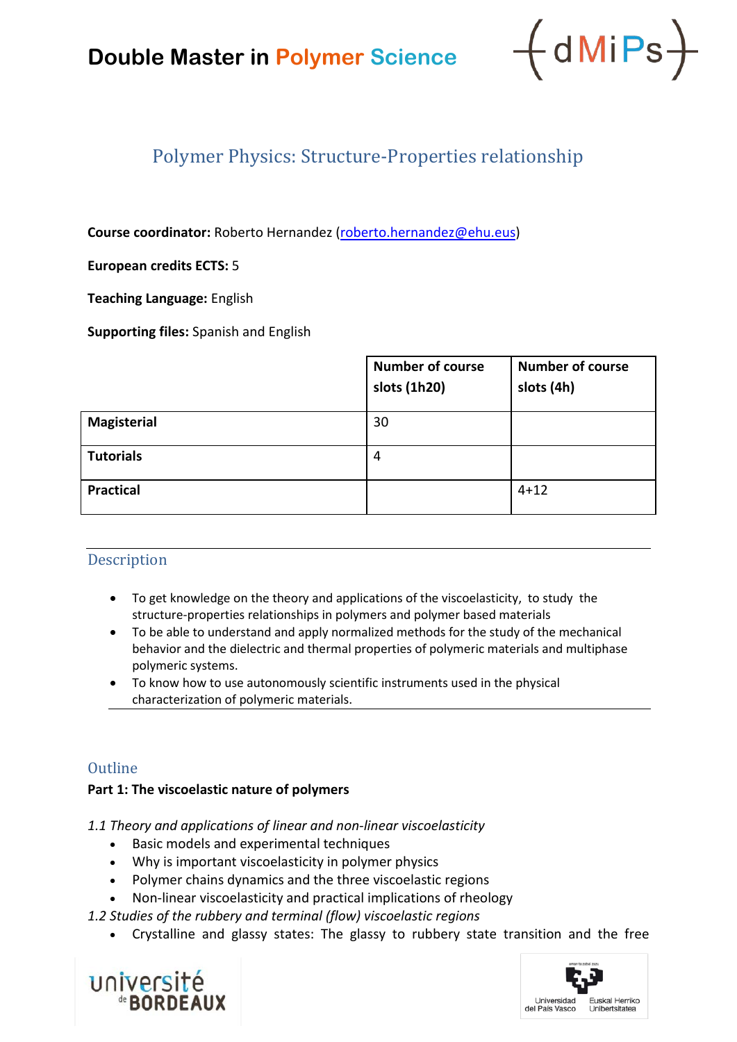# Double Master in Polymer Science

## Polymer Physics: Structure-Properties relationship

**Course coordinator:** Roberto Hernandez (roberto.hernandez@ehu.eus)

**European credits ECTS:** 5

**Teaching Language:** English

**Supporting files:** Spanish and English

| | Number of course slots (1h20) | Number of course slots (4h) |
|---|---|---|
| **Magisterial** | 30 | |
| **Tutorials** | 4 | |
| **Practical** | | 4+12 |

## Description

- To get knowledge on the theory and applications of the viscoelasticity, to study the structure-properties relationships in polymers and polymer based materials
- To be able to understand and apply normalized methods for the study of the mechanical behavior and the dielectric and thermal properties of polymeric materials and multiphase polymeric systems.
- To know how to use autonomously scientific instruments used in the physical characterization of polymeric materials.

## Outline

**Part 1: The viscoelastic nature of polymers**

*1.1 Theory and applications of linear and non-linear viscoelasticity*

- Basic models and experimental techniques
- Why is important viscoelasticity in polymer physics
- Polymer chains dynamics and the three viscoelastic regions
- Non-linear viscoelasticity and practical implications of rheology

*1.2 Studies of the rubbery and terminal (flow) viscoelastic regions*

- Crystalline and glassy states: The glassy to rubbery state transition and the free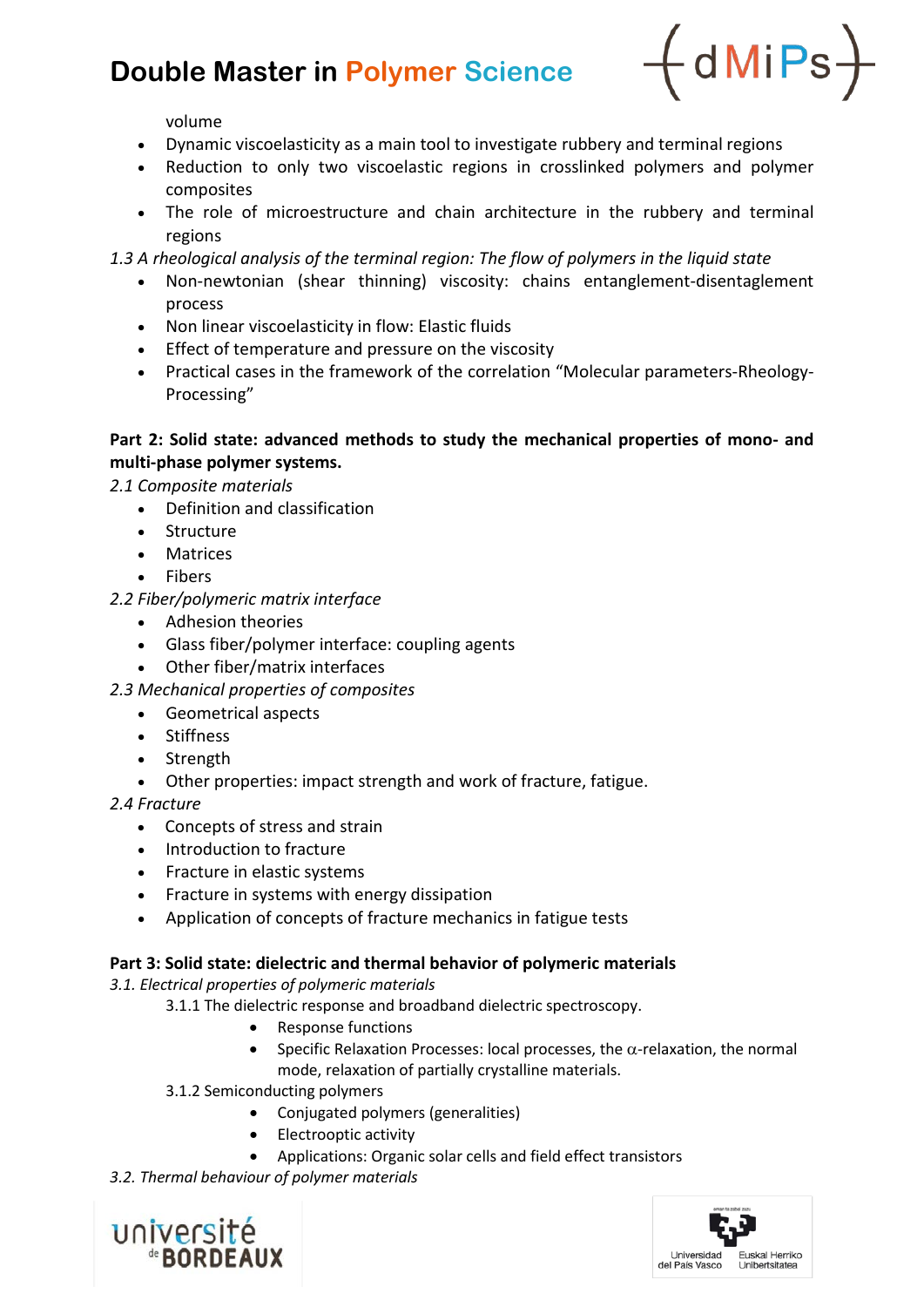volume

- Dynamic viscoelasticity as a main tool to investigate rubbery and terminal regions
- Reduction to only two viscoelastic regions in crosslinked polymers and polymer composites
- The role of microestructure and chain architecture in the rubbery and terminal regions

*1.3 A rheological analysis of the terminal region: The flow of polymers in the liquid state*

- Non-newtonian (shear thinning) viscosity: chains entanglement-disentaglement process
- Non linear viscoelasticity in flow: Elastic fluids
- Effect of temperature and pressure on the viscosity
- Practical cases in the framework of the correlation “Molecular parameters-Rheology-Processing”

**Part 2: Solid state: advanced methods to study the mechanical properties of mono- and multi-phase polymer systems.**

*2.1 Composite materials*

- Definition and classification
- Structure
- Matrices
- Fibers

*2.2 Fiber/polymeric matrix interface*

- Adhesion theories
- Glass fiber/polymer interface: coupling agents
- Other fiber/matrix interfaces

*2.3 Mechanical properties of composites*

- Geometrical aspects
- Stiffness
- Strength
- Other properties: impact strength and work of fracture, fatigue.

*2.4 Fracture*

- Concepts of stress and strain
- Introduction to fracture
- Fracture in elastic systems
- Fracture in systems with energy dissipation
- Application of concepts of fracture mechanics in fatigue tests

**Part 3: Solid state: dielectric and thermal behavior of polymeric materials**

*3.1. Electrical properties of polymeric materials*

3.1.1 The dielectric response and broadband dielectric spectroscopy.

- Response functions
- Specific Relaxation Processes: local processes, the $\alpha$-relaxation, the normal mode, relaxation of partially crystalline materials.

3.1.2 Semiconducting polymers

- Conjugated polymers (generalities)
- Electrooptic activity
- Applications: Organic solar cells and field effect transistors

*3.2. Thermal behaviour of polymer materials*